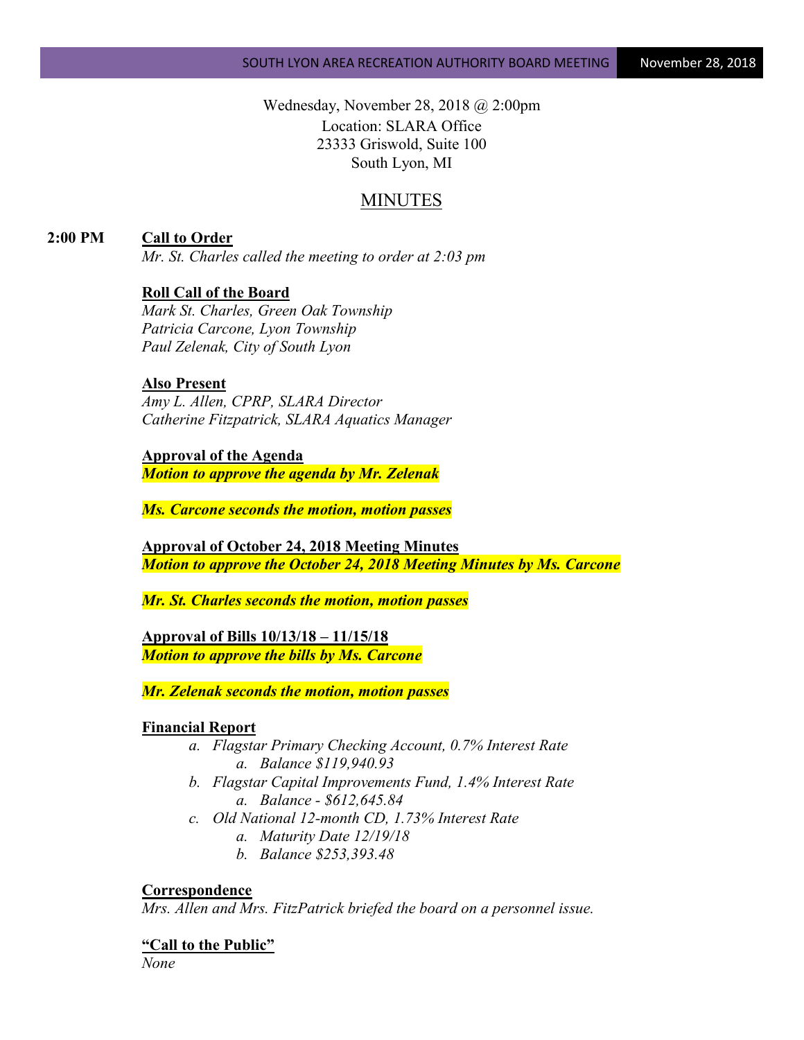Wednesday, November 28, 2018 @ 2:00pm
Location: SLARA Office
23333 Griswold, Suite 100
South Lyon, MI

# MINUTES

**2:00 PM** **Call to Order**
*Mr. St. Charles called the meeting to order at 2:03 pm*

**Roll Call of the Board**
*Mark St. Charles, Green Oak Township*
*Patricia Carcone, Lyon Township*
*Paul Zelenak, City of South Lyon*

**Also Present**
*Amy L. Allen, CPRP, SLARA Director*
*Catherine Fitzpatrick, SLARA Aquatics Manager*

**Approval of the Agenda**
***Motion to approve the agenda by Mr. Zelenak***

***Ms. Carcone seconds the motion, motion passes***

**Approval of October 24, 2018 Meeting Minutes**
***Motion to approve the October 24, 2018 Meeting Minutes by Ms. Carcone***

***Mr. St. Charles seconds the motion, motion passes***

**Approval of Bills 10/13/18 – 11/15/18**
***Motion to approve the bills by Ms. Carcone***

***Mr. Zelenak seconds the motion, motion passes***

**Financial Report**

a. *Flagstar Primary Checking Account, 0.7% Interest Rate*
   a. *Balance $119,940.93*
b. *Flagstar Capital Improvements Fund, 1.4% Interest Rate*
   a. *Balance - $612,645.84*
c. *Old National 12-month CD, 1.73% Interest Rate*
   a. *Maturity Date 12/19/18*
   b. *Balance $253,393.48*

**Correspondence**
*Mrs. Allen and Mrs. FitzPatrick briefed the board on a personnel issue.*

**"Call to the Public"**
*None*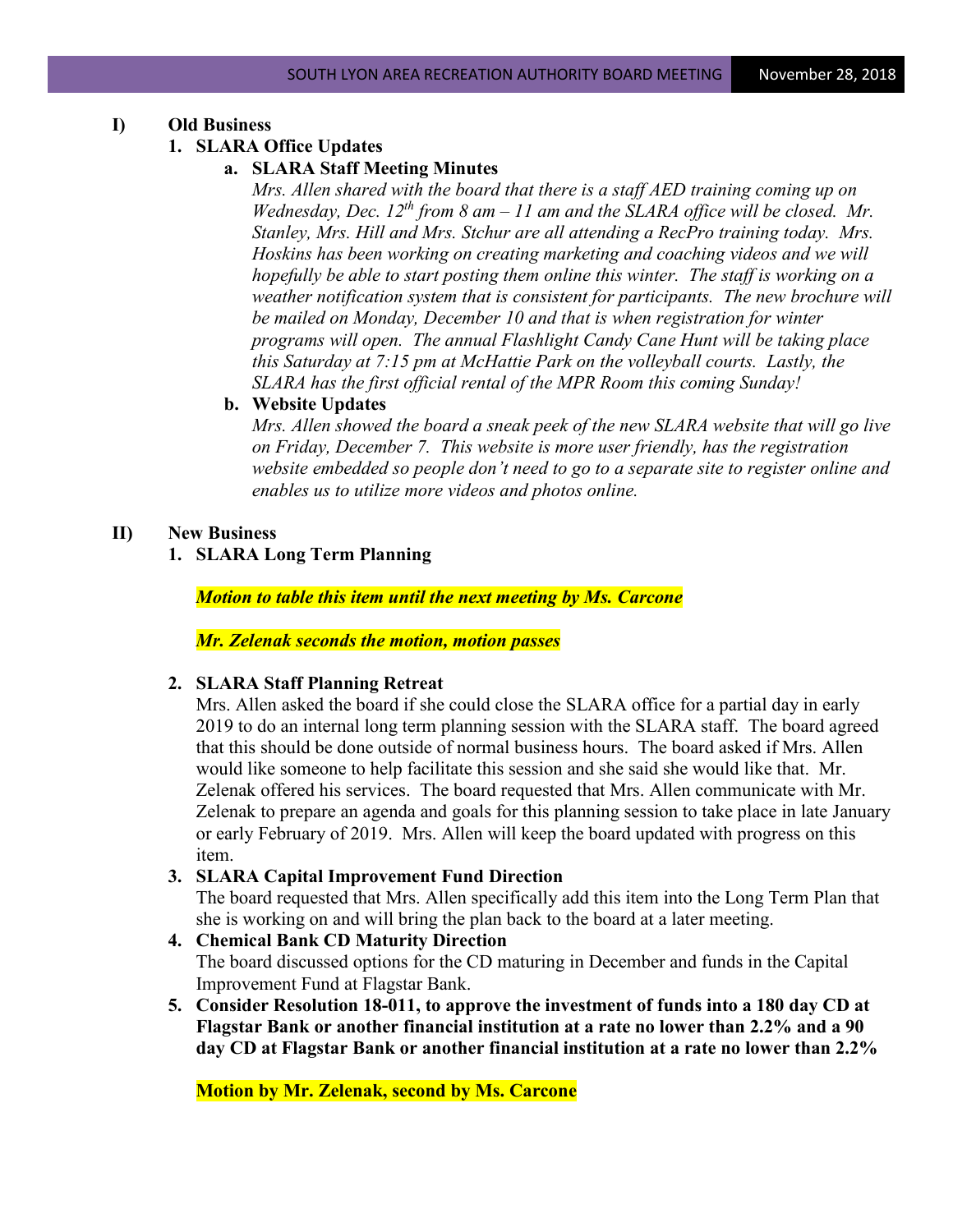## I) Old Business

### 1. SLARA Office Updates

#### a. SLARA Staff Meeting Minutes

*Mrs. Allen shared with the board that there is a staff AED training coming up on Wednesday, Dec. 12th from 8 am – 11 am and the SLARA office will be closed. Mr. Stanley, Mrs. Hill and Mrs. Stchur are all attending a RecPro training today. Mrs. Hoskins has been working on creating marketing and coaching videos and we will hopefully be able to start posting them online this winter. The staff is working on a weather notification system that is consistent for participants. The new brochure will be mailed on Monday, December 10 and that is when registration for winter programs will open. The annual Flashlight Candy Cane Hunt will be taking place this Saturday at 7:15 pm at McHattie Park on the volleyball courts. Lastly, the SLARA has the first official rental of the MPR Room this coming Sunday!*

#### b. Website Updates

*Mrs. Allen showed the board a sneak peek of the new SLARA website that will go live on Friday, December 7. This website is more user friendly, has the registration website embedded so people don't need to go to a separate site to register online and enables us to utilize more videos and photos online.*

## II) New Business

### 1. SLARA Long Term Planning

***Motion to table this item until the next meeting by Ms. Carcone***

***Mr. Zelenak seconds the motion, motion passes***

### 2. SLARA Staff Planning Retreat

Mrs. Allen asked the board if she could close the SLARA office for a partial day in early 2019 to do an internal long term planning session with the SLARA staff. The board agreed that this should be done outside of normal business hours. The board asked if Mrs. Allen would like someone to help facilitate this session and she said she would like that. Mr. Zelenak offered his services. The board requested that Mrs. Allen communicate with Mr. Zelenak to prepare an agenda and goals for this planning session to take place in late January or early February of 2019. Mrs. Allen will keep the board updated with progress on this item.

### 3. SLARA Capital Improvement Fund Direction

The board requested that Mrs. Allen specifically add this item into the Long Term Plan that she is working on and will bring the plan back to the board at a later meeting.

### 4. Chemical Bank CD Maturity Direction

The board discussed options for the CD maturing in December and funds in the Capital Improvement Fund at Flagstar Bank.

### 5. Consider Resolution 18-011, to approve the investment of funds into a 180 day CD at Flagstar Bank or another financial institution at a rate no lower than 2.2% and a 90 day CD at Flagstar Bank or another financial institution at a rate no lower than 2.2%

**Motion by Mr. Zelenak, second by Ms. Carcone**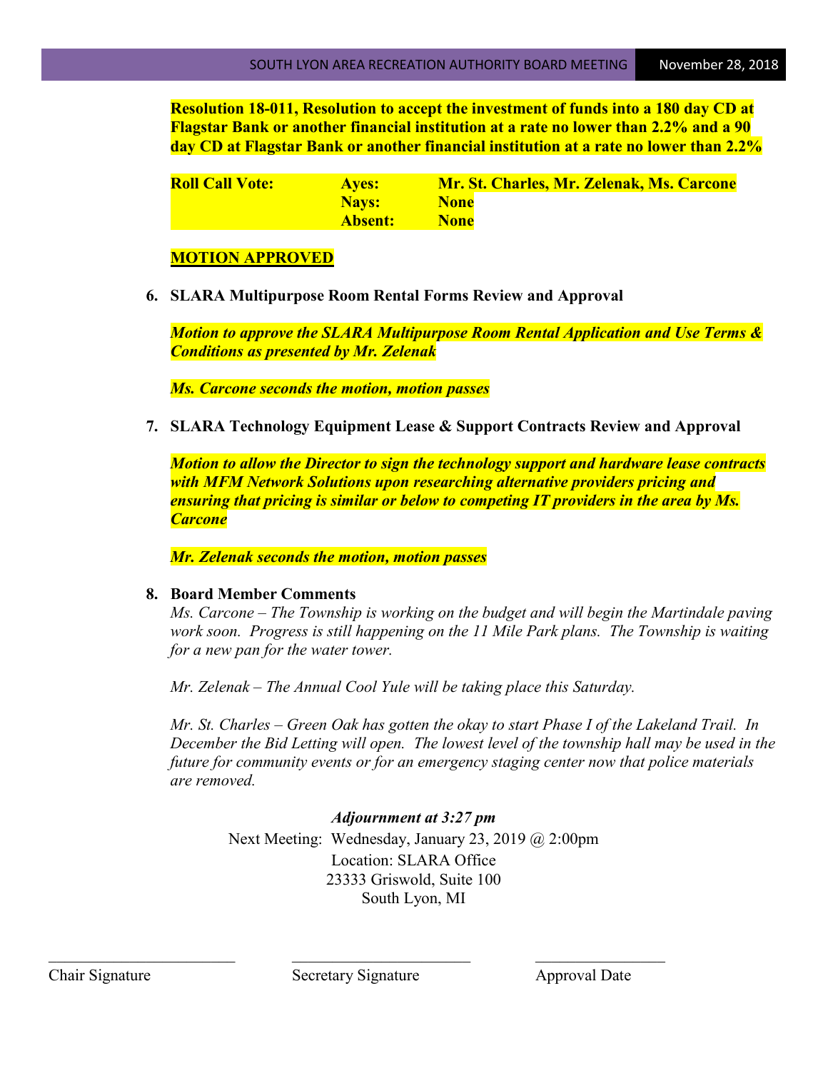**Resolution 18-011, Resolution to accept the investment of funds into a 180 day CD at Flagstar Bank or another financial institution at a rate no lower than 2.2% and a 90 day CD at Flagstar Bank or another financial institution at a rate no lower than 2.2%**

| | | |
|---|---|---|
| **Roll Call Vote:** | **Ayes:** | **Mr. St. Charles, Mr. Zelenak, Ms. Carcone** |
| | **Nays:** | **None** |
| | **Absent:** | **None** |

**MOTION APPROVED**

6. **SLARA Multipurpose Room Rental Forms Review and Approval**

   ***Motion to approve the SLARA Multipurpose Room Rental Application and Use Terms & Conditions as presented by Mr. Zelenak***

   ***Ms. Carcone seconds the motion, motion passes***

7. **SLARA Technology Equipment Lease & Support Contracts Review and Approval**

   ***Motion to allow the Director to sign the technology support and hardware lease contracts with MFM Network Solutions upon researching alternative providers pricing and ensuring that pricing is similar or below to competing IT providers in the area by Ms. Carcone***

   ***Mr. Zelenak seconds the motion, motion passes***

8. **Board Member Comments**

   *Ms. Carcone – The Township is working on the budget and will begin the Martindale paving work soon. Progress is still happening on the 11 Mile Park plans. The Township is waiting for a new pan for the water tower.*

   *Mr. Zelenak – The Annual Cool Yule will be taking place this Saturday.*

   *Mr. St. Charles – Green Oak has gotten the okay to start Phase I of the Lakeland Trail. In December the Bid Letting will open. The lowest level of the township hall may be used in the future for community events or for an emergency staging center now that police materials are removed.*

***Adjournment at 3:27 pm***

Next Meeting: Wednesday, January 23, 2019 @ 2:00pm
Location: SLARA Office
23333 Griswold, Suite 100
South Lyon, MI

\_\_\_\_\_\_\_\_\_\_\_\_\_\_\_\_\_\_\_\_\_\_\_\_ Chair Signature

\_\_\_\_\_\_\_\_\_\_\_\_\_\_\_\_\_\_\_\_\_\_\_\_ Secretary Signature

\_\_\_\_\_\_\_\_\_\_\_\_\_\_\_\_\_ Approval Date